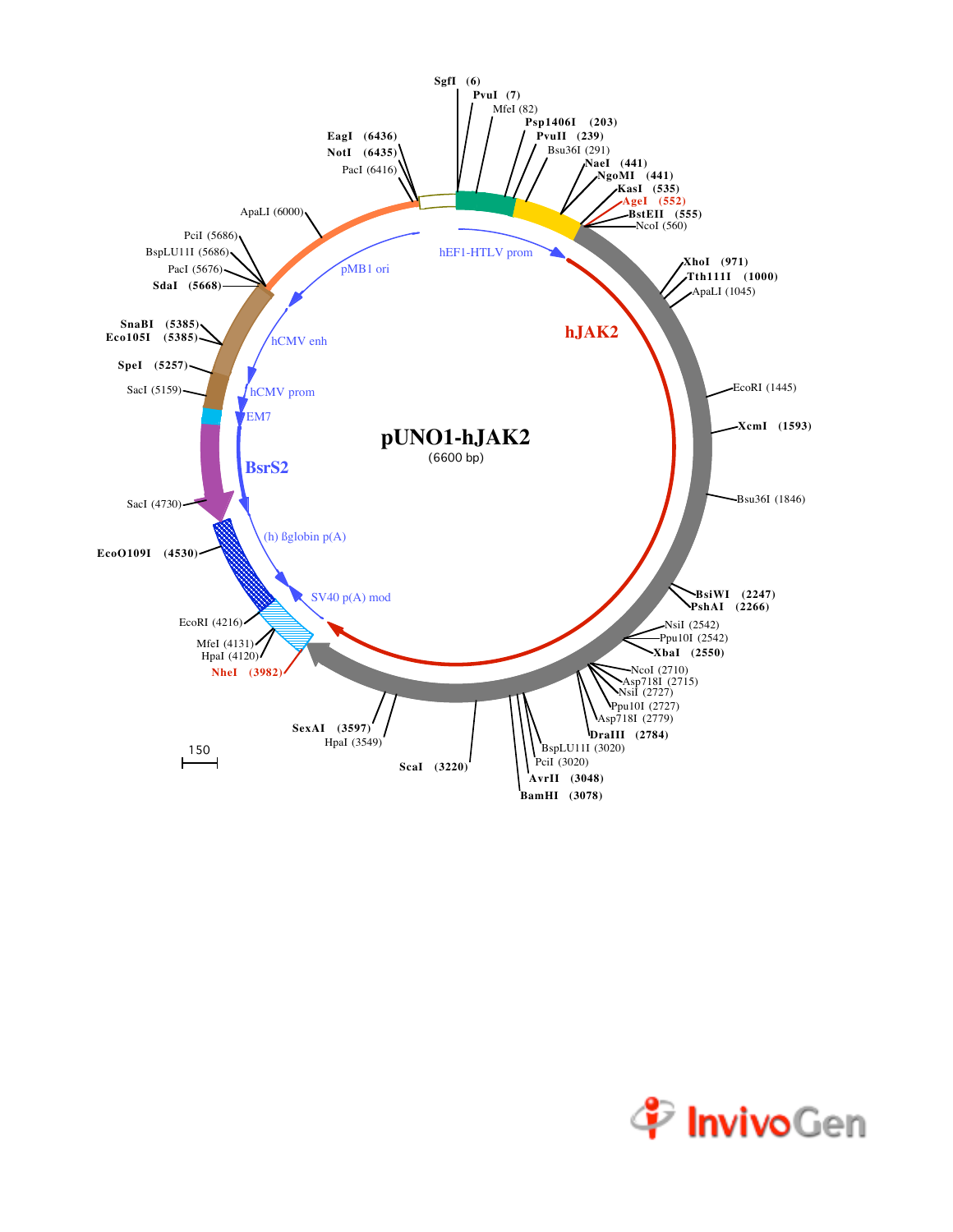# pUNO1-hJAK2

(6600 bp)

SgfI (6)
PvuI (7)
MfeI (82)
Psp1406I (203)
PvuII (239)
Bsu36I (291)
NaeI (441)
NgoMI (441)
KasI (535)
AgeI (552)
BstEII (555)
NcoI (560)
XhoI (971)
Tth111I (1000)
ApaLI (1045)
EcoRI (1445)
XcmI (1593)
Bsu36I (1846)
BsiWI (2247)
PshAI (2266)
NsiI (2542)
Ppu10I (2542)
XbaI (2550)
NcoI (2710)
Asp718I (2715)
NsiI (2727)
Ppu10I (2727)
Asp718I (2779)
DraIII (2784)
BspLU11I (3020)
PciI (3020)
AvrII (3048)
BamHI (3078)
ScaI (3220)
SexAI (3597)
HpaI (3549)
NheI (3982)
HpaI (4120)
MfeI (4131)
EcoRI (4216)
EcoO109I (4530)
SacI (4730)
SacI (5159)
SpeI (5257)
SnaBI (5385)
Eco105I (5385)
SdaI (5668)
PacI (5676)
BspLU11I (5686)
PciI (5686)
ApaLI (6000)
PacI (6416)
NotI (6435)
EagI (6436)

hEF1-HTLV prom
hJAK2
pMB1 ori
hCMV enh
hCMV prom
EM7
BsrS2
(h) ßglobin p(A)
SV40 p(A) mod

150

InvivoGen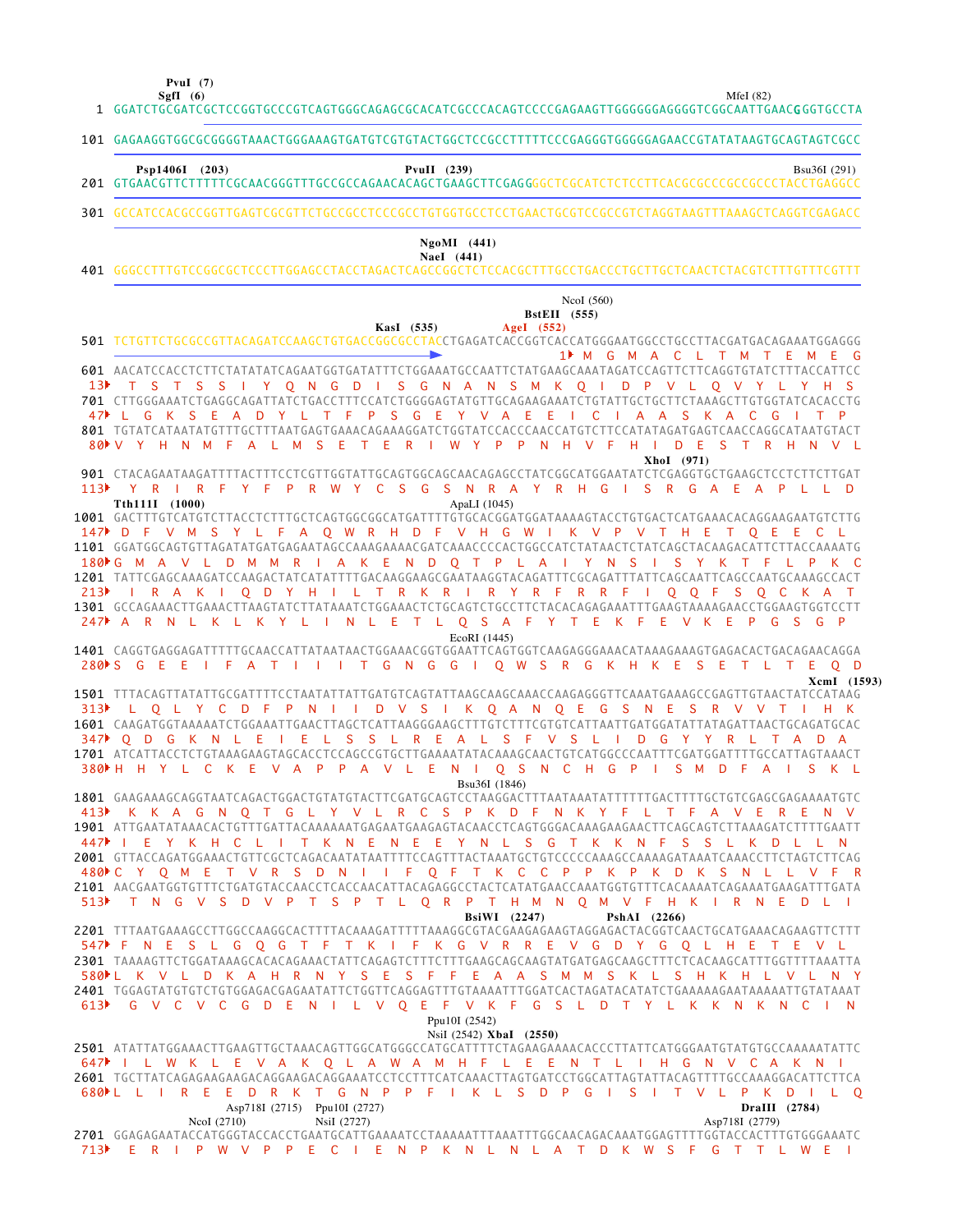```
            PvuI  (7)
           SgfI  (6)                                                                                    MfeI (82)
   1  GGATCTGCGATCGCTCCGGTGCCCGTCAGTGGGCAGAGCGCACATCGCCCACAGTCCCCGAGAAGTTGGGGGGAGGGGTCGGCAATTGAACGGGTGCCTA

 101  GAGAAGGTGGCGCGGGGTAAACTGGGAAAGTGATGTCGTGTACTGGCTCCGCCTTTTTCCCGAGGGTGGGGGAGAACCGTATATAAGTGCAGTAGTCGCC

       Psp1406I  (203)                        PvuII  (239)                                              Bsu36I (291)
 201  GTGAACGTTCTTTTTCGCAACGGGTTTGCCGCCAGAACACAGCTGAAGCTTCGAGGGGCTCGCATCTCTCCTTCACGCGCCCGCCGCCCTACCTGAGGCC

 301  GCCATCCACGCCGGTTGAGTCGCGTTCTGCCGCCTCCCGCCTGTGGTGCCTCCTGAACTGCGTCCGCCGTCTAGGTAAGTTTAAAGCTCAGGTCGAGACC

                                                         NgoMI  (441)
                                                         NaeI  (441)
 401  GGGCCTTTGTCCGGCGCTCCCTTGGAGCCTACCTAGACTCAGCCGGCTCTCCACGCTTTGCCTGACCCTGCTTGCTCAACTCTACGTCTTTGTTTCGTTT

                                                                          NcoI (560)
                                                                     BstEII  (555)
                                                   KasI  (535)   AgeI  (552)
 501  TCTGTTCTGCGCCGTTACAGATCCAAGCTGTGACCGGCGCCTACCTGAGATCACCGGTCACCATGGGAATGGCCTGCCTTACGATGACAGAAATGGAGGG
                                                                             1 M  G  M  A  C  L  T  M  T  E  M  E  G
 601  AACATCCACCTCTTCTATATATCAGAATGGTGATATTTCTGGAAATGCCAATTCTATGAAGCAAATAGATCCAGTTCTTCAGGTGTATCTTTACCATTCC
  13   T  S  T  S  S  I  Y  Q  N  G  D  I  S  G  N  A  N  S  M  K  Q  I  D  P  V  L  Q  V  Y  L  Y  H  S
 701  CTTGGGAAATCTGAGGCAGATTATCTGACCTTTCCATCTGGGGAGTATGTTGCAGAAGAAATCTGTATTGCTGCTTCTAAAGCTTGTGGTATCACACCTG
  47  L  G  K  S  E  A  D  Y  L  T  F  P  S  G  E  Y  V  A  E  E  I  C  I  A  A  S  K  A  C  G  I  T  P
 801  TGTATCATAATATGTTTGCTTTAATGAGTGAAACAGAAAGGATCTGGTATCCACCCAACCATGTCTTCCATATAGATGAGTCAACCAGGCATAATGTACT
  80 V  Y  H  N  M  F  A  L  M  S  E  T  E  R  I  W  Y  P  P  N  H  V  F  H  I  D  E  S  T  R  H  N  V  L
                                                                                     XhoI  (971)
 901  CTACAGAATAAGATTTTACTTTCCTCGTTGGTATTGCAGTGGCAGCAACAGAGCCTATCGGCATGGAATATCTCGAGGTGCTGAAGCTCCTCTTCTTGAT
 113   Y  R  I  R  F  Y  F  P  R  W  Y  C  S  G  S  N  R  A  Y  R  H  G  I  S  R  G  A  E  A  P  L  L  D
       Tth111I  (1000)                                       ApaLI (1045)
1001  GACTTTGTCATGTCTTACCTCTTTGCTCAGTGGCGGCATGATTTTGTGCACGGATGGATAAAAGTACCTGTGACTCATGAAACACAGGAAGAATGTCTTG
 147  D  F  V  M  S  Y  L  F  A  Q  W  R  H  D  F  V  H  G  W  I  K  V  P  V  T  H  E  T  Q  E  E  C  L
1101  GGATGGCAGTGTTAGATATGATGAGAATAGCCAAAGAAAACGATCAAACCCCACTGGCCATCTATAACTCTATCAGCTACAAGACATTCTTACCAAAATG
 180 G  M  A  V  L  D  M  M  R  I  A  K  E  N  D  Q  T  P  L  A  I  Y  N  S  I  S  Y  K  T  F  L  P  K  C
1201  TATTCGAGCAAAGATCCAAGACTATCATATTTTGACAAGGAAGCGAATAAGGTACAGATTTCGCAGATTTATTCAGCAATTCAGCCAATGCAAAGCCACT
 213   I  R  A  K  I  Q  D  Y  H  I  L  T  R  K  R  I  R  Y  R  F  R  R  F  I  Q  Q  F  S  Q  C  K  A  T
1301  GCCAGAAACTTGAAACTTAAGTATCTTATAAATCTGGAAACTCTGCAGTCTGCCTTCTACACAGAGAAATTTGAAGTAAAAGAACCTGGAAGTGGTCCTT
 247  A  R  N  L  K  L  K  Y  L  I  N  L  E  T  L  Q  S  A  F  Y  T  E  K  F  E  V  K  E  P  G  S  G  P
                                                             EcoRI (1445)
1401  CAGGTGAGGAGATTTTTGCAACCATTATAATAACTGGAAACGGTGGAATTCAGTGGTCAAGAGGGAAACATAAAGAAAGTGAGACACTGACAGAACAGGA
 280 S  G  E  E  I  F  A  T  I  I  I  T  G  N  G  G  I  Q  W  S  R  G  K  H  K  E  S  E  T  L  T  E  Q  D
                                                                                                    XcmI  (1593)
1501  TTTACAGTTATATTGCGATTTTCCTAATATTATTGATGTCAGTATTAAGCAAGCAAACCAAGAGGGTTCAAATGAAAGCCGAGTTGTAACTATCCATAAG
 313   L  Q  L  Y  C  D  F  P  N  I  I  D  V  S  I  K  Q  A  N  Q  E  G  S  N  E  S  R  V  V  T  I  H  K
1601  CAAGATGGTAAAAATCTGGAAATTGAACTTAGCTCATTAAGGGAAGCTTTGTCTTTCGTGTCATTAATTGATGGATATTATAGATTAACTGCAGATGCAC
 347  Q  D  G  K  N  L  E  I  E  L  S  S  L  R  E  A  L  S  F  V  S  L  I  D  G  Y  Y  R  L  T  A  D  A
1701  ATCATTACCTCTGTAAAGAAGTAGCACCTCCAGCCGTGCTTGAAAATATACAAAGCAACTGTCATGGCCCAATTTCGATGGATTTTGCCATTAGTAAACT
 380 H  H  Y  L  C  K  E  V  A  P  P  A  V  L  E  N  I  Q  S  N  C  H  G  P  I  S  M  D  F  A  I  S  K  L
                                                             Bsu36I (1846)
1801  GAAGAAAGCAGGTAATCAGACTGGACTGTATGTACTTCGATGCAGTCCTAAGGACTTTAATAAATATTTTTTGACTTTTGCTGTCGAGCGAGAAAATGTC
 413   K  K  A  G  N  Q  T  G  L  Y  V  L  R  C  S  P  K  D  F  N  K  Y  F  L  T  F  A  V  E  R  E  N  V
1901  ATTGAATATAAACACTGTTTGATTACAAAAAATGAGAATGAAGAGTACAACCTCAGTGGGACAAAGAAGAACTTCAGCAGTCTTAAAGATCTTTTGAATT
 447   I  E  Y  K  H  C  L  I  T  K  N  E  N  E  E  Y  N  L  S  G  T  K  K  N  F  S  S  L  K  D  L  L  N
2001  GTTACCAGATGGAAACTGTTCGCTCAGACAATATAATTTTCCAGTTTACTAAATGCTGTCCCCCAAAGCCAAAAGATAAATCAAACCTTCTAGTCTTCAG
 480 C  Y  Q  M  E  T  V  R  S  D  N  I  I  F  Q  F  T  K  C  C  P  P  K  P  K  D  K  S  N  L  L  V  F  R
2101  AACGAATGGTGTTTCTGATGTACCAACCTCACCAACATTACAGAGGCCTACTCATATGAACCAAATGGTGTTTCACAAAATCAGAAATGAAGATTTGATA
 513   T  N  G  V  S  D  V  P  T  S  P  T  L  Q  R  P  T  H  M  N  Q  M  V  F  H  K  I  R  N  E  D  L  I
                                                              BsiWI  (2247)         PshAI  (2266)
2201  TTTAATGAAAGCCTTGGCCAAGGCACTTTTACAAAGATTTTTAAAGGCGTACGAAGAGAAGTAGGAGACTACGGTCAACTGCATGAAACAGAAGTTCTTT
 547  F  N  E  S  L  G  Q  G  T  F  T  K  I  F  K  G  V  R  R  E  V  G  D  Y  G  Q  L  H  E  T  E  V  L
2301  TAAAAGTTCTGGATAAAGCACACAGAAACTATTCAGAGTCTTTCTTTGAAGCAGCAAGTATGATGAGCAAGCTTTCTCACAAGCATTTGGTTTTAAATTA
 580 L  K  V  L  D  K  A  H  R  N  Y  S  E  S  F  F  E  A  A  S  M  M  S  K  L  S  H  K  H  L  V  L  N  Y
2401  TGGAGTATGTGTCTGTGGAGACGAGAATATTCTGGTTCAGGAGTTTGTAAAATTTGGATCACTAGATACATATCTGAAAAAGAATAAAAATTGTATAAAT
 613   G  V  C  V  C  G  D  E  N  I  L  V  Q  E  F  V  K  F  G  S  L  D  T  Y  L  K  K  N  K  N  C  I  N
                                                          Ppu10I (2542)
                                                          NsiI (2542) XbaI  (2550)
2501  ATATTATGGAAACTTGAAGTTGCTAAACAGTTGGCATGGGCCATGCATTTTCTAGAAGAAAACACCCTTATTCATGGGAATGTATGTGCCAAAAATATTC
 647   I  L  W  K  L  E  V  A  K  Q  L  A  W  A  M  H  F  L  E  E  N  T  L  I  H  G  N  V  C  A  K  N  I
2601  TGCTTATCAGAGAAGAAGACAGGAAGACAGGAAATCCTCCTTTCATCAAACTTAGTGATCCTGGCATTAGTATTACAGTTTTGCCAAAGGACATTCTTCA
 680 L  L  I  R  E  E  D  R  K  T  G  N  P  P  F  I  K  L  S  D  P  G  I  S  I  T  V  L  P  K  D  I  L  Q
                               Asp718I (2715)   Ppu10I (2727)                                 DraIII  (2784)
                     NcoI (2710)          NsiI (2727)                                  Asp718I (2779)
2701  GGAGAGAATACCATGGGTACCACCTGAATGCATTGAAAATCCTAAAAATTTAAATTTGGCAACAGACAAATGGAGTTTTGGTACCACTTTGTGGGAAATC
 713   E  R  I  P  W  V  P  P  E  C  I  E  N  P  K  N  L  N  L  A  T  D  K  W  S  F  G  T  T  L  W  E  I
```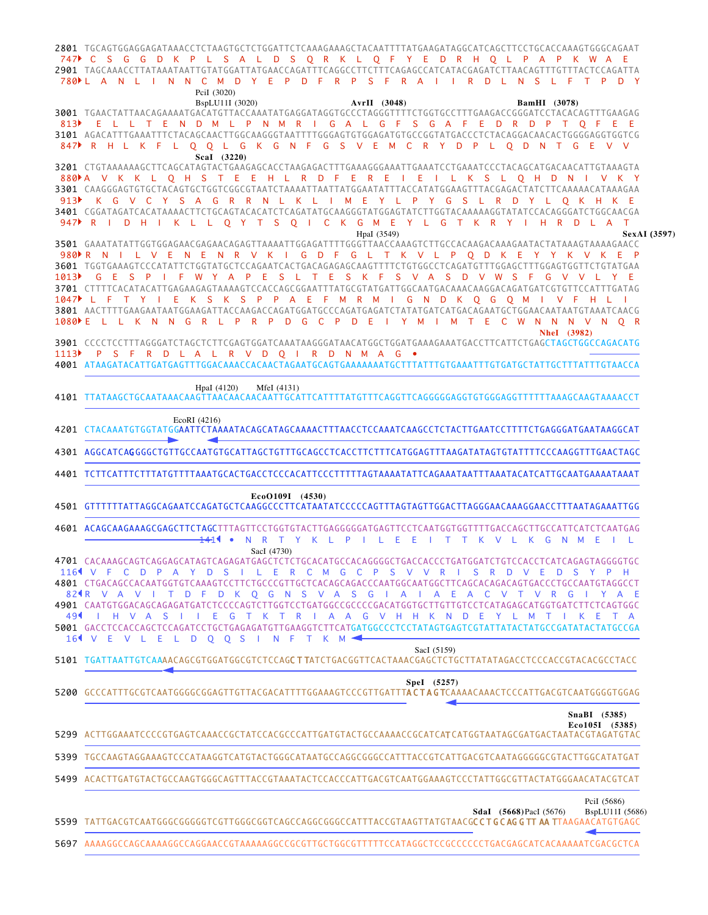```
                                                                                                    
2801 TGCAGTGGAGGAGATAAACCTCTAAGTGCTCTGGATTCTCAAAGAAAGCTACAATTTTTATGAAGATAGGCATCAGCTTCCTGCACCAAAGTGGGCAGAAT
 747▸ C  S  G  G  D  K  P  L  S  A  L  D  S  Q  R  K  L  Q  F  Y  E  D  R  H  Q  L  P  A  P  K  W  A  E
2901 TAGCAAACCTTATAAATAATTGTATGGATTATGAACCAGATTTCAGGCCTTCTTTCAGAGCCATCATACGAGATCTTAACAGTTTGTTTACTCCAGATTA
 780▸L  A  N  L  I  N  N  C  M  D  Y  E  P  D  F  R  P  S  F  R  A  I  I  R  D  L  N  S  L  F  T  P  D  Y
                         PciI (3020)
                         BspLU11I (3020)                AvrII (3048)                  BamHI (3078)
3001 TGAACTATTAACAGAAAATGACATGTTACCAAATATGAGGATAGGTGCCCTAGGGTTTTCTGGTGCCTTTGAAGACCGGGATCCTACACAGTTTGAAGAG
 813▸ E  L  L  T  E  N  D  M  L  P  N  M  R  I  G  A  L  G  F  S  G  A  F  E  D  R  D  P  T  Q  F  E  E
3101 AGACATTTGAAATTTCTACAGCAACTTGGCAAGGGTAATTTTGGGAGTGTGGAGATGTGCCGGTATGACCCTCTACAGGACAACACTGGGGAGGTGGTCG
 847▸ R  H  L  K  F  L  Q  Q  L  G  K  G  N  F  G  S  V  E  M  C  R  Y  D  P  L  Q  D  N  T  G  E  V  V
                ScaI (3220)
3201 CTGTAAAAAAGCTTCAGCATAGTACTGAAGAGCACCTAAGAGACTTTGAAAGGGAAATTGAAATCCTGAAATCCCTACAGCATGACAACATTGTAAAGTA
 880▸A  V  K  K  L  Q  H  S  T  E  E  H  L  R  D  F  E  R  E  I  E  I  L  K  S  L  Q  H  D  N  I  V  K  Y
3301 CAAGGGAGTGTGCTACAGTGCTGGTCGGCGTAATCTAAAATTAATTATGGAATATTTACCATATGGAAGTTTACGAGACTATCTTCAAAAACATAAAGAA
 913▸ K  G  V  C  Y  S  A  G  R  R  N  L  K  L  I  M  E  Y  L  P  Y  G  S  L  R  D  Y  L  Q  K  H  K  E
3401 CGGATAGATCACATAAAACTTCTGCAGTACACATCTCAGATATGCAAGGGTATGGAGTATCTTGGTACAAAAAGGTATATCCACAGGGATCTGGCAACGA
 947▸ R  I  D  H  I  K  L  L  Q  Y  T  S  Q  I  C  K  G  M  E  Y  L  G  T  K  R  Y  I  H  R  D  L  A  T
                                                 HpaI (3549)                                  SexAI (3597)
3501 GAAATATATTGGTGGAGAACGAGAACAGAGTTAAAATTGGAGATTTTGGGTTAACCAAAGTCTTGCCACAAGACAAAGAATACTATAAAGTAAAAGAACC
 980▸R  N  I  L  V  E  N  E  N  R  V  K  I  G  D  F  G  L  T  K  V  L  P  Q  D  K  E  Y  Y  K  V  K  E  P
3601 TGGTGAAAGTCCCATATTCTGGTATGCTCCAGAATCACTGACAGAGAGCAAGTTTTCTGTGGCCTCAGATGTTTGGAGCTTTGGAGTGGTTCTGTATGAA
1013▸ G  E  S  P  I  F  W  Y  A  P  E  S  L  T  E  S  K  F  S  V  A  S  D  V  W  S  F  G  V  V  L  Y  E
3701 CTTTTCACATACATTGAGAAGAGTAAAAGTCCACCAGCGGAATTTATGCGTATGATTGGCAATGACAAACAAGGACAGATGATCGTGTTCCATTTGATAG
1047▸ L  F  T  Y  I  E  K  S  K  S  P  P  A  E  F  M  R  M  I  G  N  D  K  Q  G  Q  M  I  V  F  H  L  I
3801 AACTTTTGAAGAATAATGGAAGATTACCAAGACCAGATGGATGCCCAGATGAGATCTATATGATCATGACAGAATGCTGGAACAATAATGTAAATCAACG
1080▸E  L  L  K  N  N  G  R  L  P  R  P  D  G  C  P  D  E  I  Y  M  I  M  T  E  C  W  N  N  N  V  N  Q  R
                                                                                 NheI (3982)
3901 CCCCTCCTTTAGGGATCTAGCTCTTCGAGTGGATCAAATAAGGGATAACATGGCTGGATGAAAGAAATGACCTTCATTCTGAGCTAGCTGGCCAGACATG
1113▸ P  S  F  R  D  L  A  L  R  V  D  Q  I  R  D  N  M  A  G  •
4001 ATAAGATACATTGATGAGTTTGGACAAACCACAACTAGAATGCAGTGAAAAAAATGCTTTATTTGTGAAATTTGTGATGCTATTGCTTTATTTGTAACCA

                         HpaI (4120)    MfeI (4131)
4101 TTATAAGCTGCAATAAACAAGTTAACAACAACAATTGCATTCATTTTATGTTTCAGGTTCAGGGGGAGGTGTGGGAGGTTTTTTAAAGCAAGTAAAACCT

                EcoRI (4216)
4201 CTACAAATGTGGTATGGAATTCTAAAATACAGCATAGCAAAACTTTAACCTCCAAATCAAGCCTCTACTTGAATCCTTTTCTGAGGGATGAATAAGGCAT

4301 AGGCATCAGGGGCTGTTGCCAATGTGCATTAGCTGTTTGCAGCCTCACCTTCTTTCATGGAGTTTAAGATATAGTGTATTTTCCCAAGGTTTGAACTAGC

4401 TCTTCATTTCTTTATGTTTTAAATGCACTGACCTCCCACATTCCCTTTTTAGTAAAATATTCAGAAATAATTTAAATACATCATTGCAATGAAAATAAAT

                         EcoO109I (4530)
4501 GTTTTTTATTAGGCAGAATCCAGATGCTCAAGGCCCTTCATAATATCCCCCAGTTTAGTAGTTGGACTTAGGGAACAAAGGAACCTTTAATAGAAATTGG

4601 ACAGCAAGAAAGCGAGCTTCTAGCTTTAGTTCCTGGTGTACTTGAGGGGGATGAGTTCCTCAATGGTGGTTTTGACCAGCTTGCCATTCATCTCAATGAG
                        141◂ •  N  R  T  Y  K  L  P  I  L  E  E  I  T  T  K  V  L  K  G  N  M  E  I  L
                         SacI (4730)
4701 CACAAAGCAGTCAGGAGCATAGTCAGAGATGAGCTCTCTGCACATGCCACAGGGGCTGACCACCCTGATGGATCTGTCCACCTCATCAGAGTAGGGGTGC
 116◂ V  F  C  D  P  A  Y  D  S  I  L  E  R  C  M  G  C  P  S  V  V  R  I  S  R  D  V  E  D  S  Y  P  H
4801 CTGACAGCCACAATGGTGTCAAAGTCCTTCTGCCCGTTGCTCACAGCAGACCCAATGGCAATGGCTTCAGCACAGACAGTGACCCTGCCAATGTAGGCCT
  82◂R  V  A  V  I  T  D  F  D  K  Q  G  N  S  V  A  S  G  I  A  I  A  E  A  C  V  T  V  R  G  I  Y  A  E
4901 CAATGTGGACAGCAGAGATGATCTCCCCAGTCTTGGTCCTGATGGCCGCCCCGACATGGTGCTTGTTGTCCTCATAGAGCATGGTGATCTTCTCAGTGGC
  49◂ I  H  V  A  S  I  I  E  G  T  K  T  R  I  A  A  G  V  H  H  K  N  D  E  Y  L  M  T  I  K  E  T  A
5001 GACCTCCACCAGCTCCAGATCCTGCTGAGAGATGTTGAAGGTCTTCATGATGGCCCTCCTATAGTGAGTCGTATTATACTATGCCGATATACTATGCCGA
  16◂ V  E  V  L  E  L  D  Q  Q  S  I  N  F  T  K  M
                                                                   SacI (5159)
5101 TGATTAATTGTCAAAACAGCGTGGATGGCGTCTCCAGCTTATCTGACGGTTCACTAAACGAGCTCTGCTTATATAGACCTCCCACCGTACACGCCTACC

                                                                      SpeI (5257)
5200 GCCCATTTGCGTCAATGGGGCGGAGTTGTTACGACATTTTGGAAAGTCCCGTTGATTTACTAGTCAAAACAAACTCCCATTGACGTCAATGGGGTGGAG

                                                                                      SnaBI (5385)
                                                                                      Eco105I (5385)
5299 ACTTGGAAATCCCCGTGAGTCAAACCGCTATCCACGCCCATTGATGTACTGCCAAAACCGCATCATCATGGTAATAGCGATGACTAATACGTAGATGTAC

5399 TGCCAAGTAGGAAAGTCCCATAAGGTCATGTACTGGGCATAATGCCAGGCGGGCCATTTACCGTCATTGACGTCAATAGGGGGCGTACTTGGCATATGAT

5499 ACACTTGATGTACTGCCAAGTGGGCAGTTTACCGTAAATACTCCACCCATTGACGTCAATGGAAAGTCCCTATTGGCGTTACTATGGGAACATACGTCAT

                                                                                      PciI (5686)
                                                                  SdaI (5668) PacI (5676)  BspLU11I (5686)
5599 TATTGACGTCAATGGGCGGGGGTCGTTGGGCGGTCAGCCAGGCGGGCCATTTACCGTAAGTTATGTAACGCCTGCAGGTTAATTAAGAACATGTGAGC

5697 AAAAGGCCAGCAAAAGGCCAGGAACCGTAAAAAGGCCGCGTTGCTGGCGTTTTTCCATAGGCTCCGCCCCCCTGACGAGCATCACAAAAATCGACGCTCA
```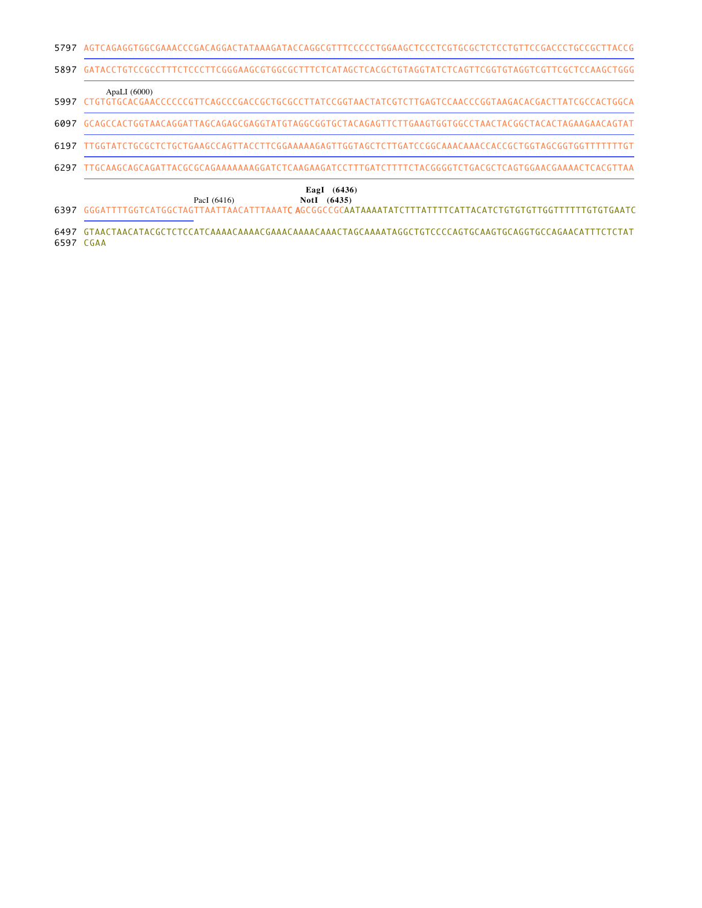```
5797 AGTCAGAGGTGGCGAAACCCGACAGGACTATAAAGATACCAGGCGTTTCCCCCTGGAAGCTCCCTCGTGCGCTCTCCTGTTCCGACCCTGCCGCTTACCG

5897 GATACCTGTCCGCCTTTCTCCCTTCGGGAAGCGTGGCGCTTTCTCATAGCTCACGCTGTAGGTATCTCAGTTCGGTGTAGGTCGTTCGCTCCAAGCTGGG

         ApaLI (6000)
5997 CTGTGTGCACGAACCCCCCGTTCAGCCCGACCGCTGCGCCTTATCCGGTAACTATCGTCTTGAGTCCAACCCGGTAAGACACGACTTATCGCCACTGGCA

6097 GCAGCCACTGGTAACAGGATTAGCAGAGCGAGGTATGTAGGCGGTGCTACAGAGTTCTTGAAGTGGTGGCCTAACTACGGCTACACTAGAAGAACAGTAT

6197 TTGGTATCTGCGCTCTGCTGAAGCCAGTTACCTTCGGAAAAAGAGTTGGTAGCTCTTGATCCGGCAAACAAACCACCGCTGGTAGCGGTGGTTTTTTTGT

6297 TTGCAAGCAGCAGATTACGCGCAGAAAAAAAGGATCTCAAGAAGATCCTTTGATCTTTTCTACGGGGTCTGACGCTCAGTGGAACGAAAACTCACGTTAA

                                                                 EagI (6436)
                                      PacI (6416)              NotI (6435)
6397 GGGATTTTGGTCATGGCTAGTTAATTAACATTTAAATCAGCGGCCGCAATAAAATATCTTTATTTTCATTACATCTGTGTGTTGGTTTTTTGTGTGAATC

6497 GTAACTAACATACGCTCTCCATCAAAACAAAACGAAACAAAACAAACTAGCAAAATAGGCTGTCCCCAGTGCAAGTGCAGGTGCCAGAACATTTCTCTAT
6597 CGAA
```